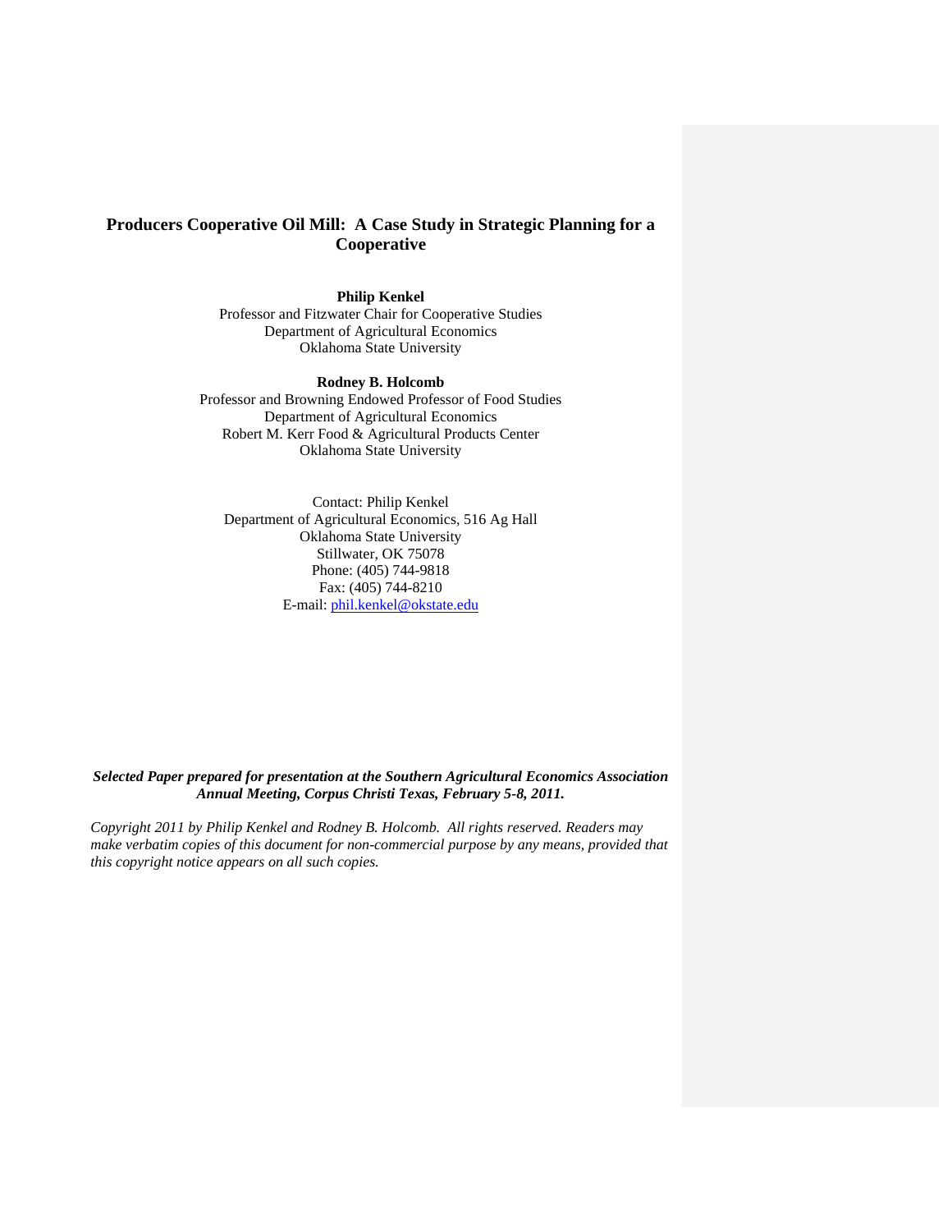# Producers Cooperative Oil Mill: A Case Study in Strategic Planning for a Cooperative

**Philip Kenkel**
Professor and Fitzwater Chair for Cooperative Studies
Department of Agricultural Economics
Oklahoma State University

**Rodney B. Holcomb**
Professor and Browning Endowed Professor of Food Studies
Department of Agricultural Economics
Robert M. Kerr Food & Agricultural Products Center
Oklahoma State University

Contact: Philip Kenkel
Department of Agricultural Economics, 516 Ag Hall
Oklahoma State University
Stillwater, OK 75078
Phone: (405) 744-9818
Fax: (405) 744-8210
E-mail: phil.kenkel@okstate.edu

***Selected Paper prepared for presentation at the Southern Agricultural Economics Association Annual Meeting, Corpus Christi Texas, February 5-8, 2011.***

*Copyright 2011 by Philip Kenkel and Rodney B. Holcomb. All rights reserved. Readers may make verbatim copies of this document for non-commercial purpose by any means, provided that this copyright notice appears on all such copies.*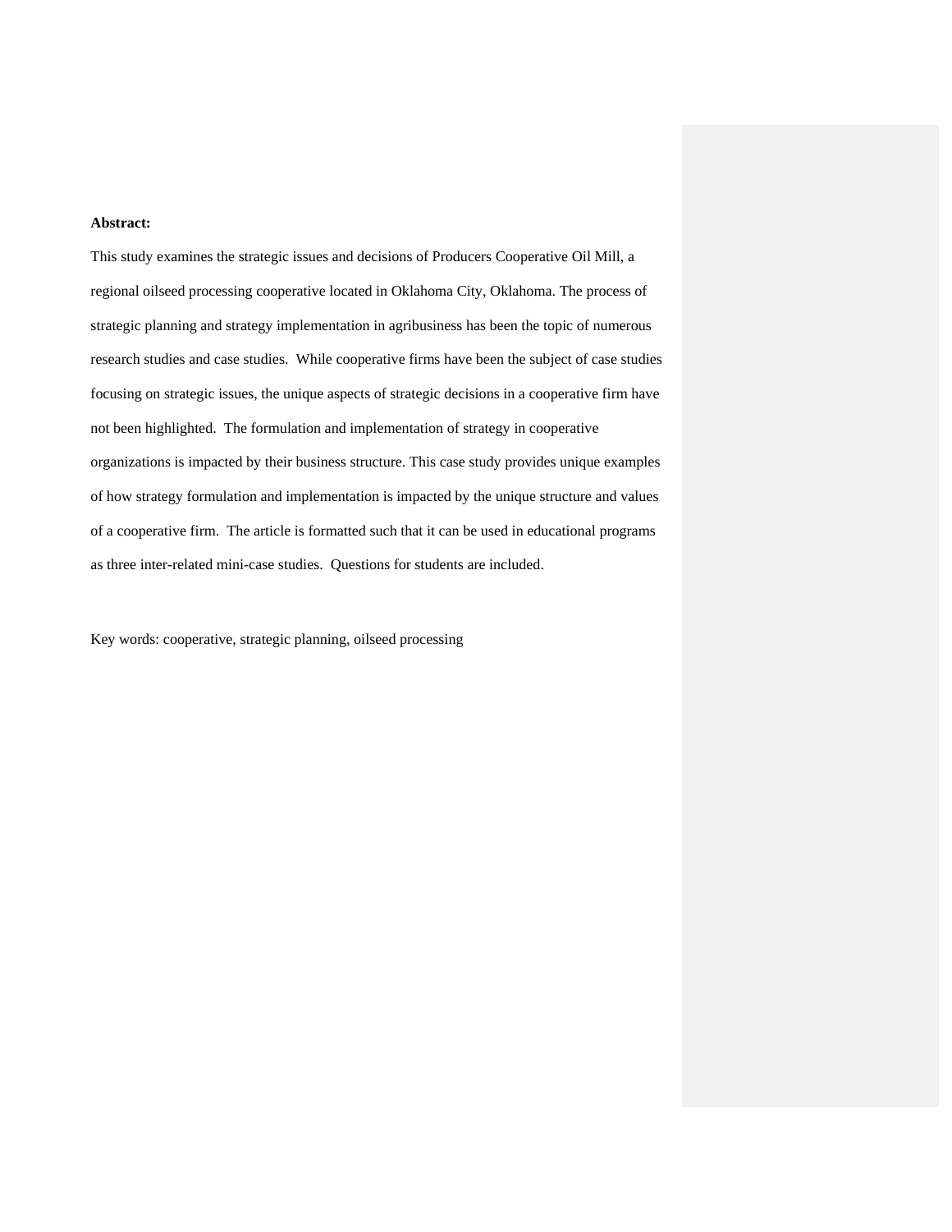**Abstract:**

This study examines the strategic issues and decisions of Producers Cooperative Oil Mill, a regional oilseed processing cooperative located in Oklahoma City, Oklahoma. The process of strategic planning and strategy implementation in agribusiness has been the topic of numerous research studies and case studies. While cooperative firms have been the subject of case studies focusing on strategic issues, the unique aspects of strategic decisions in a cooperative firm have not been highlighted. The formulation and implementation of strategy in cooperative organizations is impacted by their business structure. This case study provides unique examples of how strategy formulation and implementation is impacted by the unique structure and values of a cooperative firm. The article is formatted such that it can be used in educational programs as three inter-related mini-case studies. Questions for students are included.

Key words: cooperative, strategic planning, oilseed processing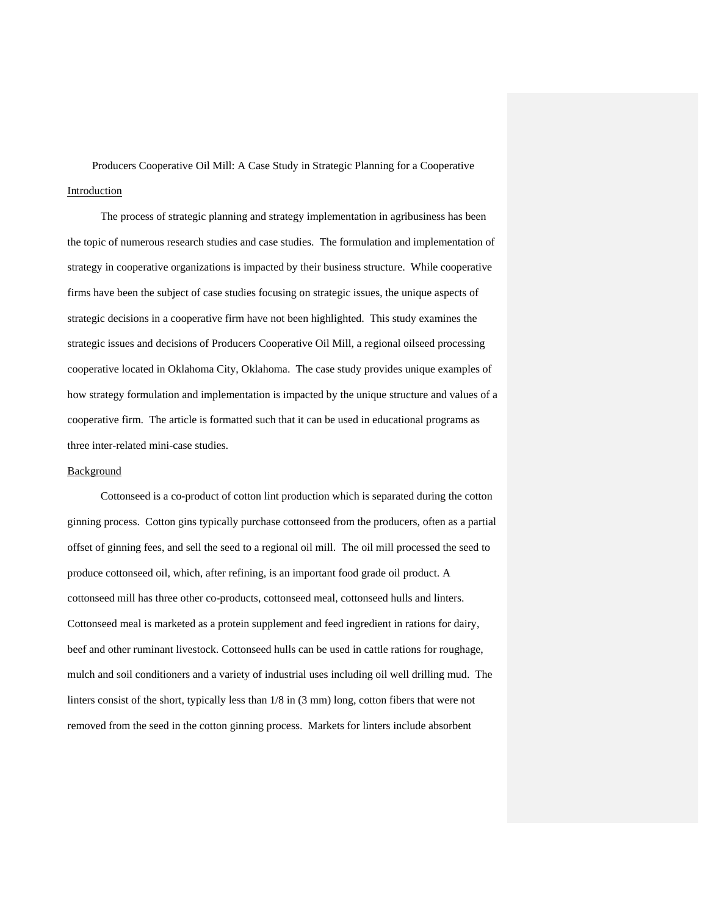# Producers Cooperative Oil Mill: A Case Study in Strategic Planning for a Cooperative

## Introduction

The process of strategic planning and strategy implementation in agribusiness has been the topic of numerous research studies and case studies. The formulation and implementation of strategy in cooperative organizations is impacted by their business structure. While cooperative firms have been the subject of case studies focusing on strategic issues, the unique aspects of strategic decisions in a cooperative firm have not been highlighted. This study examines the strategic issues and decisions of Producers Cooperative Oil Mill, a regional oilseed processing cooperative located in Oklahoma City, Oklahoma. The case study provides unique examples of how strategy formulation and implementation is impacted by the unique structure and values of a cooperative firm. The article is formatted such that it can be used in educational programs as three inter-related mini-case studies.

## Background

Cottonseed is a co-product of cotton lint production which is separated during the cotton ginning process. Cotton gins typically purchase cottonseed from the producers, often as a partial offset of ginning fees, and sell the seed to a regional oil mill. The oil mill processed the seed to produce cottonseed oil, which, after refining, is an important food grade oil product. A cottonseed mill has three other co-products, cottonseed meal, cottonseed hulls and linters. Cottonseed meal is marketed as a protein supplement and feed ingredient in rations for dairy, beef and other ruminant livestock. Cottonseed hulls can be used in cattle rations for roughage, mulch and soil conditioners and a variety of industrial uses including oil well drilling mud. The linters consist of the short, typically less than 1/8 in (3 mm) long, cotton fibers that were not removed from the seed in the cotton ginning process. Markets for linters include absorbent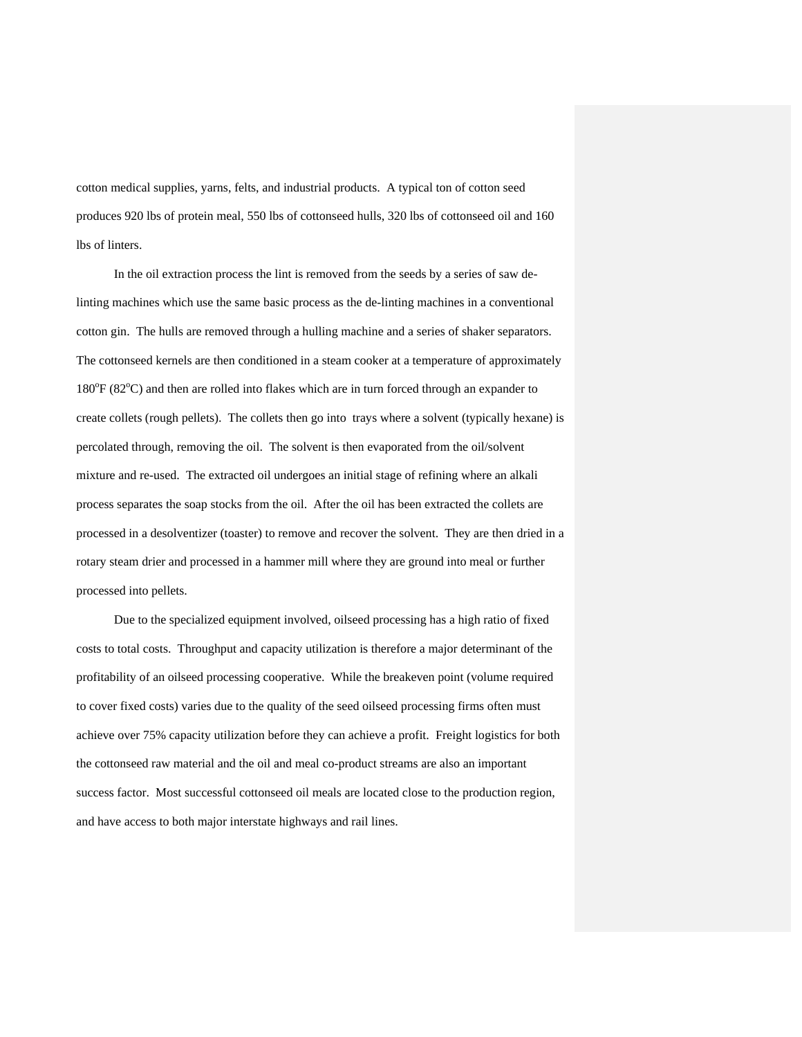cotton medical supplies, yarns, felts, and industrial products.  A typical ton of cotton seed produces 920 lbs of protein meal, 550 lbs of cottonseed hulls, 320 lbs of cottonseed oil and 160 lbs of linters.

In the oil extraction process the lint is removed from the seeds by a series of saw de-linting machines which use the same basic process as the de-linting machines in a conventional cotton gin.  The hulls are removed through a hulling machine and a series of shaker separators.  The cottonseed kernels are then conditioned in a steam cooker at a temperature of approximately 180$^{o}$F (82$^{o}$C) and then are rolled into flakes which are in turn forced through an expander to create collets (rough pellets).  The collets then go into  trays where a solvent (typically hexane) is percolated through, removing the oil.  The solvent is then evaporated from the oil/solvent mixture and re-used.  The extracted oil undergoes an initial stage of refining where an alkali process separates the soap stocks from the oil.  After the oil has been extracted the collets are processed in a desolventizer (toaster) to remove and recover the solvent.  They are then dried in a rotary steam drier and processed in a hammer mill where they are ground into meal or further processed into pellets.

Due to the specialized equipment involved, oilseed processing has a high ratio of fixed costs to total costs.  Throughput and capacity utilization is therefore a major determinant of the profitability of an oilseed processing cooperative.  While the breakeven point (volume required to cover fixed costs) varies due to the quality of the seed oilseed processing firms often must achieve over 75% capacity utilization before they can achieve a profit.  Freight logistics for both the cottonseed raw material and the oil and meal co-product streams are also an important success factor.  Most successful cottonseed oil meals are located close to the production region, and have access to both major interstate highways and rail lines.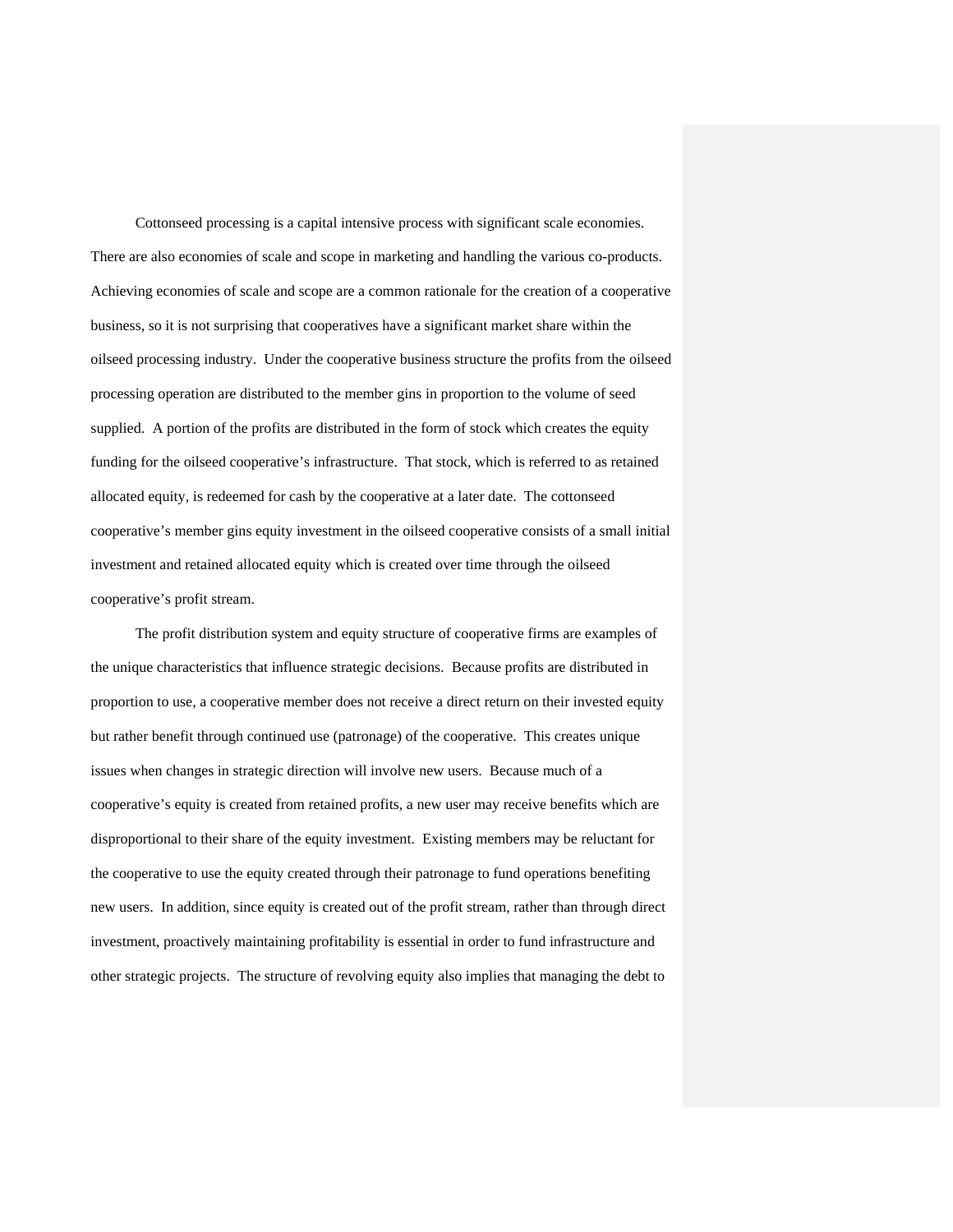Cottonseed processing is a capital intensive process with significant scale economies. There are also economies of scale and scope in marketing and handling the various co-products. Achieving economies of scale and scope are a common rationale for the creation of a cooperative business, so it is not surprising that cooperatives have a significant market share within the oilseed processing industry. Under the cooperative business structure the profits from the oilseed processing operation are distributed to the member gins in proportion to the volume of seed supplied. A portion of the profits are distributed in the form of stock which creates the equity funding for the oilseed cooperative's infrastructure. That stock, which is referred to as retained allocated equity, is redeemed for cash by the cooperative at a later date. The cottonseed cooperative's member gins equity investment in the oilseed cooperative consists of a small initial investment and retained allocated equity which is created over time through the oilseed cooperative's profit stream.

The profit distribution system and equity structure of cooperative firms are examples of the unique characteristics that influence strategic decisions. Because profits are distributed in proportion to use, a cooperative member does not receive a direct return on their invested equity but rather benefit through continued use (patronage) of the cooperative. This creates unique issues when changes in strategic direction will involve new users. Because much of a cooperative's equity is created from retained profits, a new user may receive benefits which are disproportional to their share of the equity investment. Existing members may be reluctant for the cooperative to use the equity created through their patronage to fund operations benefiting new users. In addition, since equity is created out of the profit stream, rather than through direct investment, proactively maintaining profitability is essential in order to fund infrastructure and other strategic projects. The structure of revolving equity also implies that managing the debt to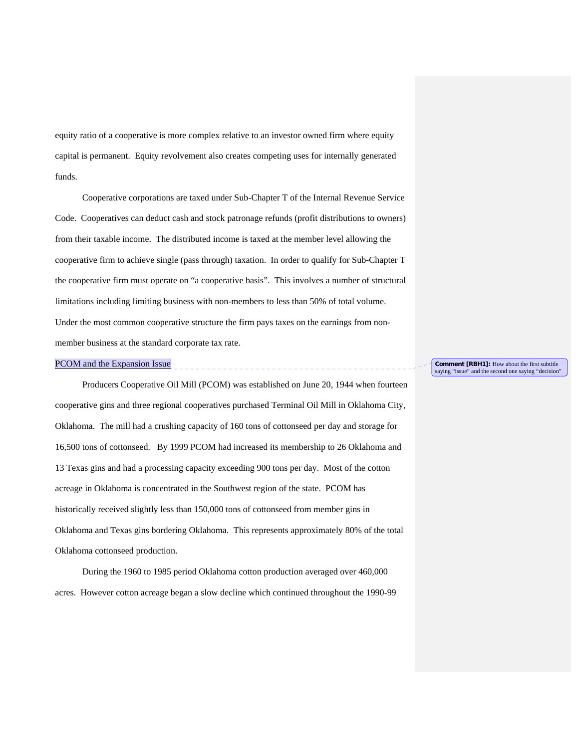equity ratio of a cooperative is more complex relative to an investor owned firm where equity capital is permanent. Equity revolvement also creates competing uses for internally generated funds.

Cooperative corporations are taxed under Sub-Chapter T of the Internal Revenue Service Code. Cooperatives can deduct cash and stock patronage refunds (profit distributions to owners) from their taxable income. The distributed income is taxed at the member level allowing the cooperative firm to achieve single (pass through) taxation. In order to qualify for Sub-Chapter T the cooperative firm must operate on "a cooperative basis". This involves a number of structural limitations including limiting business with non-members to less than 50% of total volume. Under the most common cooperative structure the firm pays taxes on the earnings from non-member business at the standard corporate tax rate.

## PCOM and the Expansion Issue

Comment [RBH1]: How about the first subtitle saying "issue" and the second one saying "decision"

Producers Cooperative Oil Mill (PCOM) was established on June 20, 1944 when fourteen cooperative gins and three regional cooperatives purchased Terminal Oil Mill in Oklahoma City, Oklahoma. The mill had a crushing capacity of 160 tons of cottonseed per day and storage for 16,500 tons of cottonseed. By 1999 PCOM had increased its membership to 26 Oklahoma and 13 Texas gins and had a processing capacity exceeding 900 tons per day. Most of the cotton acreage in Oklahoma is concentrated in the Southwest region of the state. PCOM has historically received slightly less than 150,000 tons of cottonseed from member gins in Oklahoma and Texas gins bordering Oklahoma. This represents approximately 80% of the total Oklahoma cottonseed production.

During the 1960 to 1985 period Oklahoma cotton production averaged over 460,000 acres. However cotton acreage began a slow decline which continued throughout the 1990-99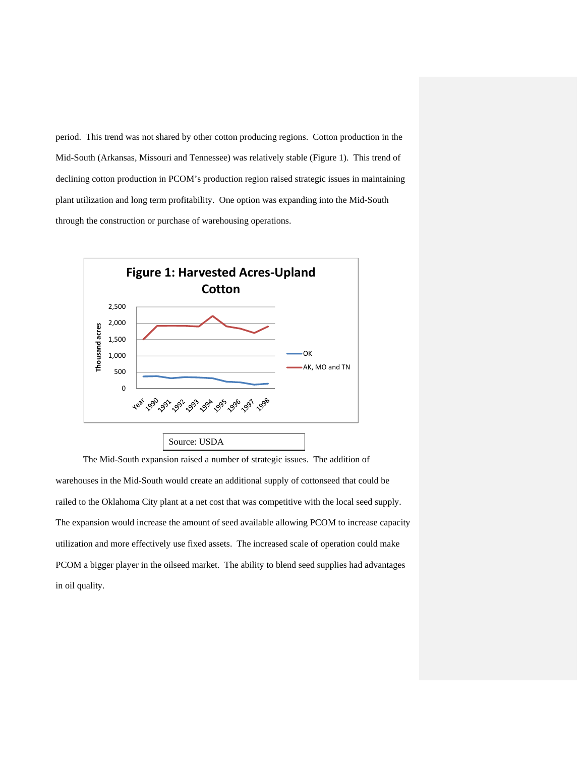period. This trend was not shared by other cotton producing regions. Cotton production in the Mid-South (Arkansas, Missouri and Tennessee) was relatively stable (Figure 1). This trend of declining cotton production in PCOM's production region raised strategic issues in maintaining plant utilization and long term profitability. One option was expanding into the Mid-South through the construction or purchase of warehousing operations.

**Figure 1: Harvested Acres-Upland Cotton**

Source: USDA

The Mid-South expansion raised a number of strategic issues. The addition of warehouses in the Mid-South would create an additional supply of cottonseed that could be railed to the Oklahoma City plant at a net cost that was competitive with the local seed supply. The expansion would increase the amount of seed available allowing PCOM to increase capacity utilization and more effectively use fixed assets. The increased scale of operation could make PCOM a bigger player in the oilseed market. The ability to blend seed supplies had advantages in oil quality.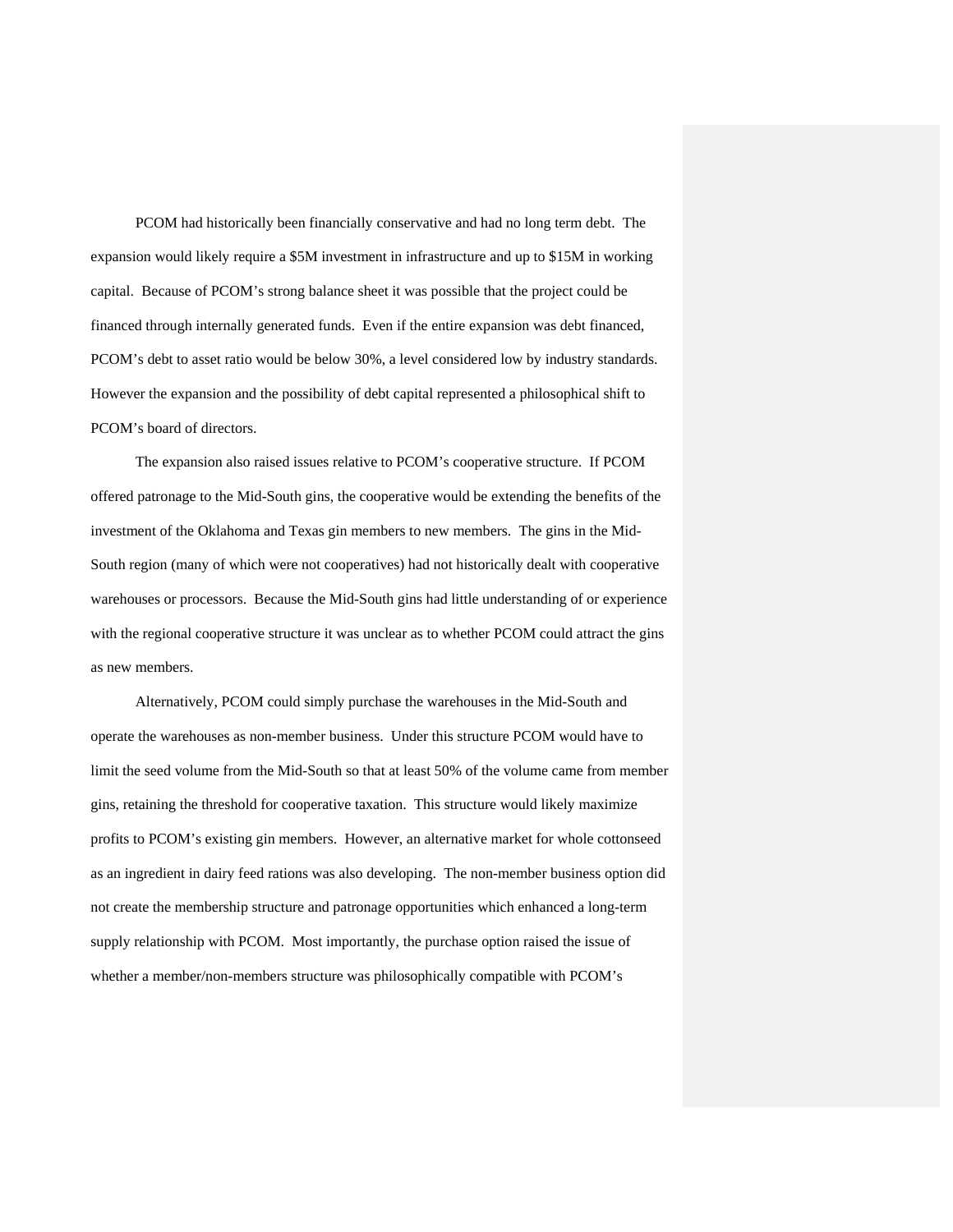PCOM had historically been financially conservative and had no long term debt. The expansion would likely require a $5M investment in infrastructure and up to $15M in working capital. Because of PCOM's strong balance sheet it was possible that the project could be financed through internally generated funds. Even if the entire expansion was debt financed, PCOM's debt to asset ratio would be below 30%, a level considered low by industry standards. However the expansion and the possibility of debt capital represented a philosophical shift to PCOM's board of directors.

The expansion also raised issues relative to PCOM's cooperative structure. If PCOM offered patronage to the Mid-South gins, the cooperative would be extending the benefits of the investment of the Oklahoma and Texas gin members to new members. The gins in the Mid-South region (many of which were not cooperatives) had not historically dealt with cooperative warehouses or processors. Because the Mid-South gins had little understanding of or experience with the regional cooperative structure it was unclear as to whether PCOM could attract the gins as new members.

Alternatively, PCOM could simply purchase the warehouses in the Mid-South and operate the warehouses as non-member business. Under this structure PCOM would have to limit the seed volume from the Mid-South so that at least 50% of the volume came from member gins, retaining the threshold for cooperative taxation. This structure would likely maximize profits to PCOM's existing gin members. However, an alternative market for whole cottonseed as an ingredient in dairy feed rations was also developing. The non-member business option did not create the membership structure and patronage opportunities which enhanced a long-term supply relationship with PCOM. Most importantly, the purchase option raised the issue of whether a member/non-members structure was philosophically compatible with PCOM's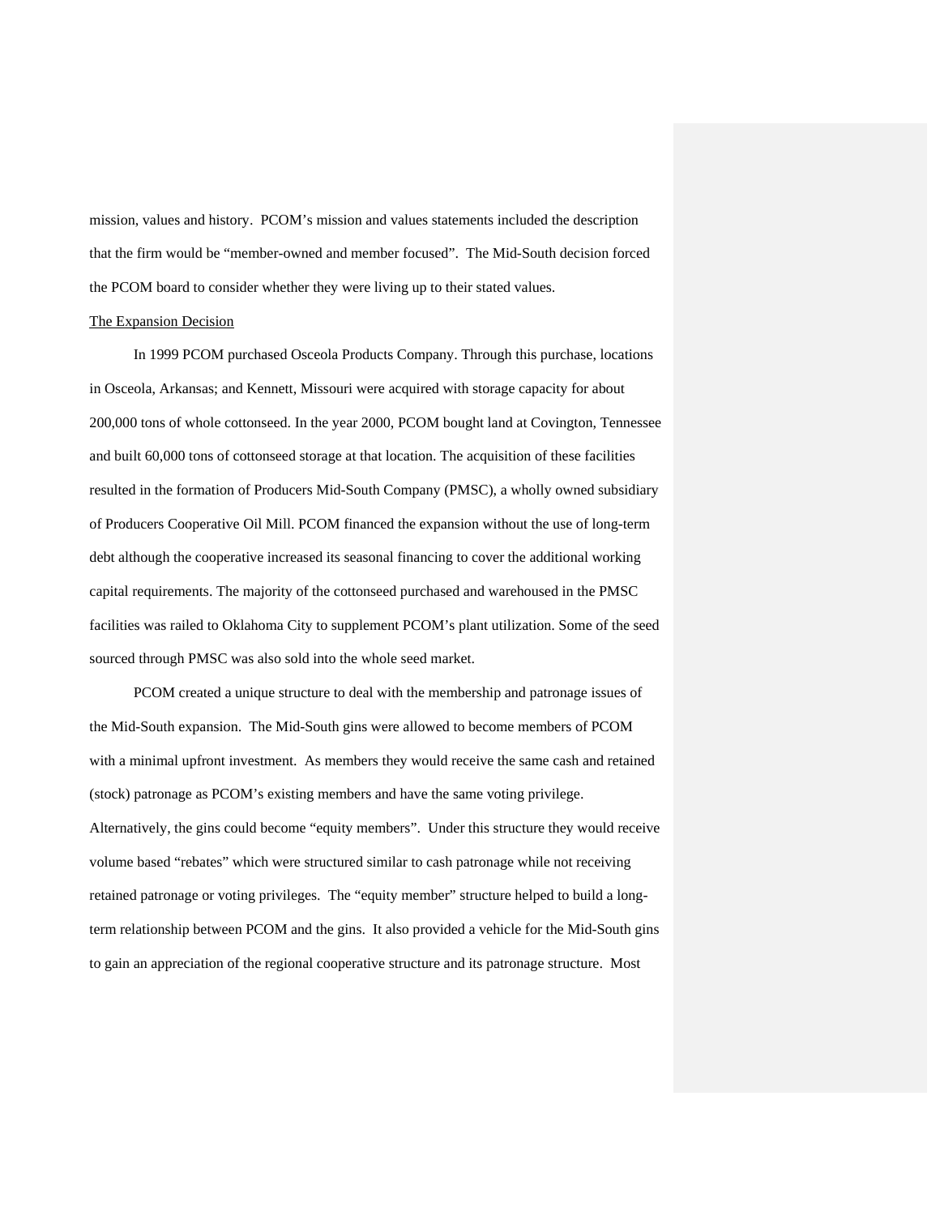mission, values and history. PCOM's mission and values statements included the description that the firm would be "member-owned and member focused". The Mid-South decision forced the PCOM board to consider whether they were living up to their stated values.

The Expansion Decision

In 1999 PCOM purchased Osceola Products Company. Through this purchase, locations in Osceola, Arkansas; and Kennett, Missouri were acquired with storage capacity for about 200,000 tons of whole cottonseed. In the year 2000, PCOM bought land at Covington, Tennessee and built 60,000 tons of cottonseed storage at that location. The acquisition of these facilities resulted in the formation of Producers Mid-South Company (PMSC), a wholly owned subsidiary of Producers Cooperative Oil Mill. PCOM financed the expansion without the use of long-term debt although the cooperative increased its seasonal financing to cover the additional working capital requirements. The majority of the cottonseed purchased and warehoused in the PMSC facilities was railed to Oklahoma City to supplement PCOM's plant utilization. Some of the seed sourced through PMSC was also sold into the whole seed market.

PCOM created a unique structure to deal with the membership and patronage issues of the Mid-South expansion. The Mid-South gins were allowed to become members of PCOM with a minimal upfront investment. As members they would receive the same cash and retained (stock) patronage as PCOM's existing members and have the same voting privilege. Alternatively, the gins could become "equity members". Under this structure they would receive volume based "rebates" which were structured similar to cash patronage while not receiving retained patronage or voting privileges. The "equity member" structure helped to build a long-term relationship between PCOM and the gins. It also provided a vehicle for the Mid-South gins to gain an appreciation of the regional cooperative structure and its patronage structure. Most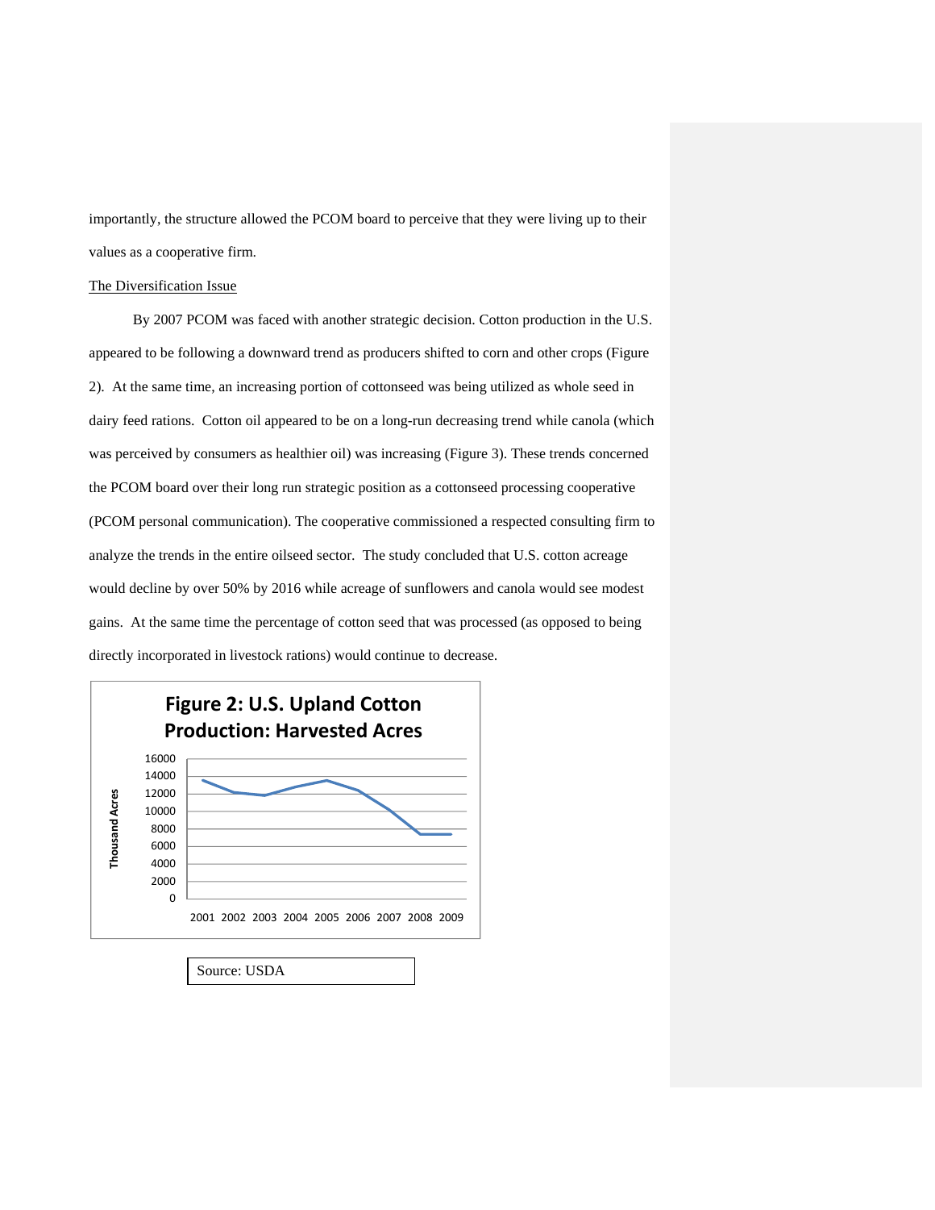importantly, the structure allowed the PCOM board to perceive that they were living up to their values as a cooperative firm.

The Diversification Issue

By 2007 PCOM was faced with another strategic decision. Cotton production in the U.S. appeared to be following a downward trend as producers shifted to corn and other crops (Figure 2). At the same time, an increasing portion of cottonseed was being utilized as whole seed in dairy feed rations. Cotton oil appeared to be on a long-run decreasing trend while canola (which was perceived by consumers as healthier oil) was increasing (Figure 3). These trends concerned the PCOM board over their long run strategic position as a cottonseed processing cooperative (PCOM personal communication). The cooperative commissioned a respected consulting firm to analyze the trends in the entire oilseed sector. The study concluded that U.S. cotton acreage would decline by over 50% by 2016 while acreage of sunflowers and canola would see modest gains. At the same time the percentage of cotton seed that was processed (as opposed to being directly incorporated in livestock rations) would continue to decrease.

**Figure 2: U.S. Upland Cotton Production: Harvested Acres**

Source: USDA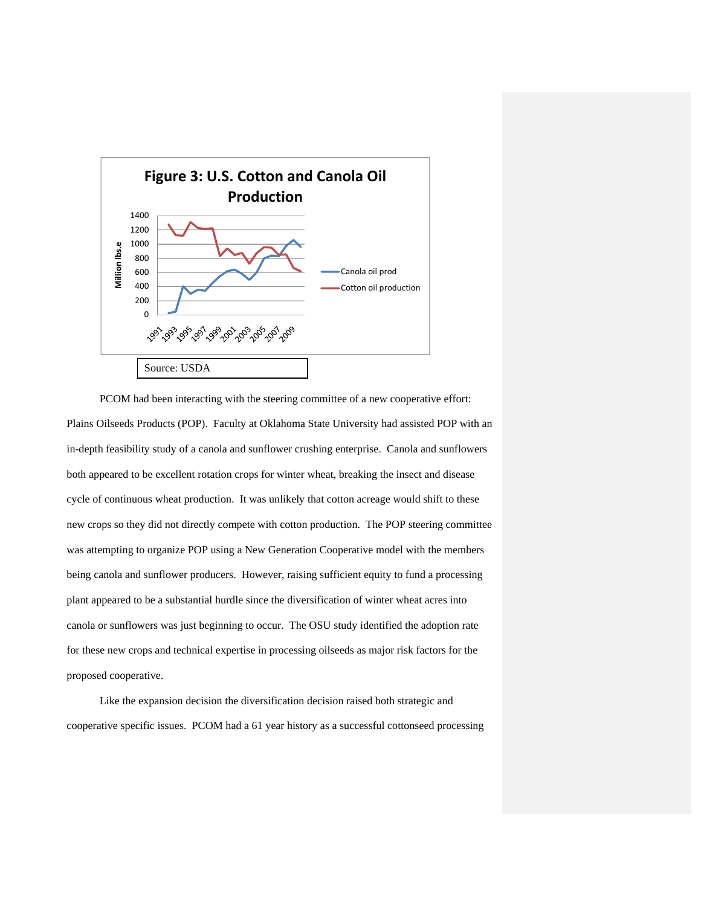**Figure 3: U.S. Cotton and Canola Oil Production**

Source: USDA

PCOM had been interacting with the steering committee of a new cooperative effort: Plains Oilseeds Products (POP). Faculty at Oklahoma State University had assisted POP with an in-depth feasibility study of a canola and sunflower crushing enterprise. Canola and sunflowers both appeared to be excellent rotation crops for winter wheat, breaking the insect and disease cycle of continuous wheat production. It was unlikely that cotton acreage would shift to these new crops so they did not directly compete with cotton production. The POP steering committee was attempting to organize POP using a New Generation Cooperative model with the members being canola and sunflower producers. However, raising sufficient equity to fund a processing plant appeared to be a substantial hurdle since the diversification of winter wheat acres into canola or sunflowers was just beginning to occur. The OSU study identified the adoption rate for these new crops and technical expertise in processing oilseeds as major risk factors for the proposed cooperative.

Like the expansion decision the diversification decision raised both strategic and cooperative specific issues. PCOM had a 61 year history as a successful cottonseed processing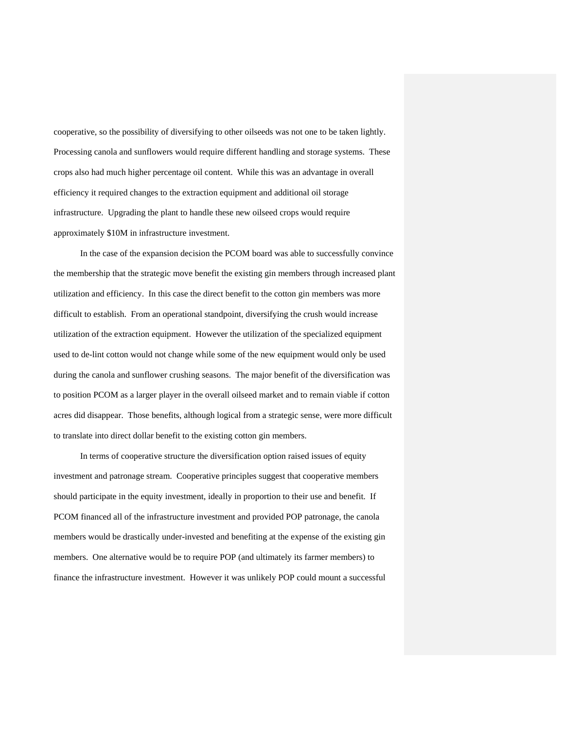cooperative, so the possibility of diversifying to other oilseeds was not one to be taken lightly. Processing canola and sunflowers would require different handling and storage systems. These crops also had much higher percentage oil content. While this was an advantage in overall efficiency it required changes to the extraction equipment and additional oil storage infrastructure. Upgrading the plant to handle these new oilseed crops would require approximately $10M in infrastructure investment.

In the case of the expansion decision the PCOM board was able to successfully convince the membership that the strategic move benefit the existing gin members through increased plant utilization and efficiency. In this case the direct benefit to the cotton gin members was more difficult to establish. From an operational standpoint, diversifying the crush would increase utilization of the extraction equipment. However the utilization of the specialized equipment used to de-lint cotton would not change while some of the new equipment would only be used during the canola and sunflower crushing seasons. The major benefit of the diversification was to position PCOM as a larger player in the overall oilseed market and to remain viable if cotton acres did disappear. Those benefits, although logical from a strategic sense, were more difficult to translate into direct dollar benefit to the existing cotton gin members.

In terms of cooperative structure the diversification option raised issues of equity investment and patronage stream. Cooperative principles suggest that cooperative members should participate in the equity investment, ideally in proportion to their use and benefit. If PCOM financed all of the infrastructure investment and provided POP patronage, the canola members would be drastically under-invested and benefiting at the expense of the existing gin members. One alternative would be to require POP (and ultimately its farmer members) to finance the infrastructure investment. However it was unlikely POP could mount a successful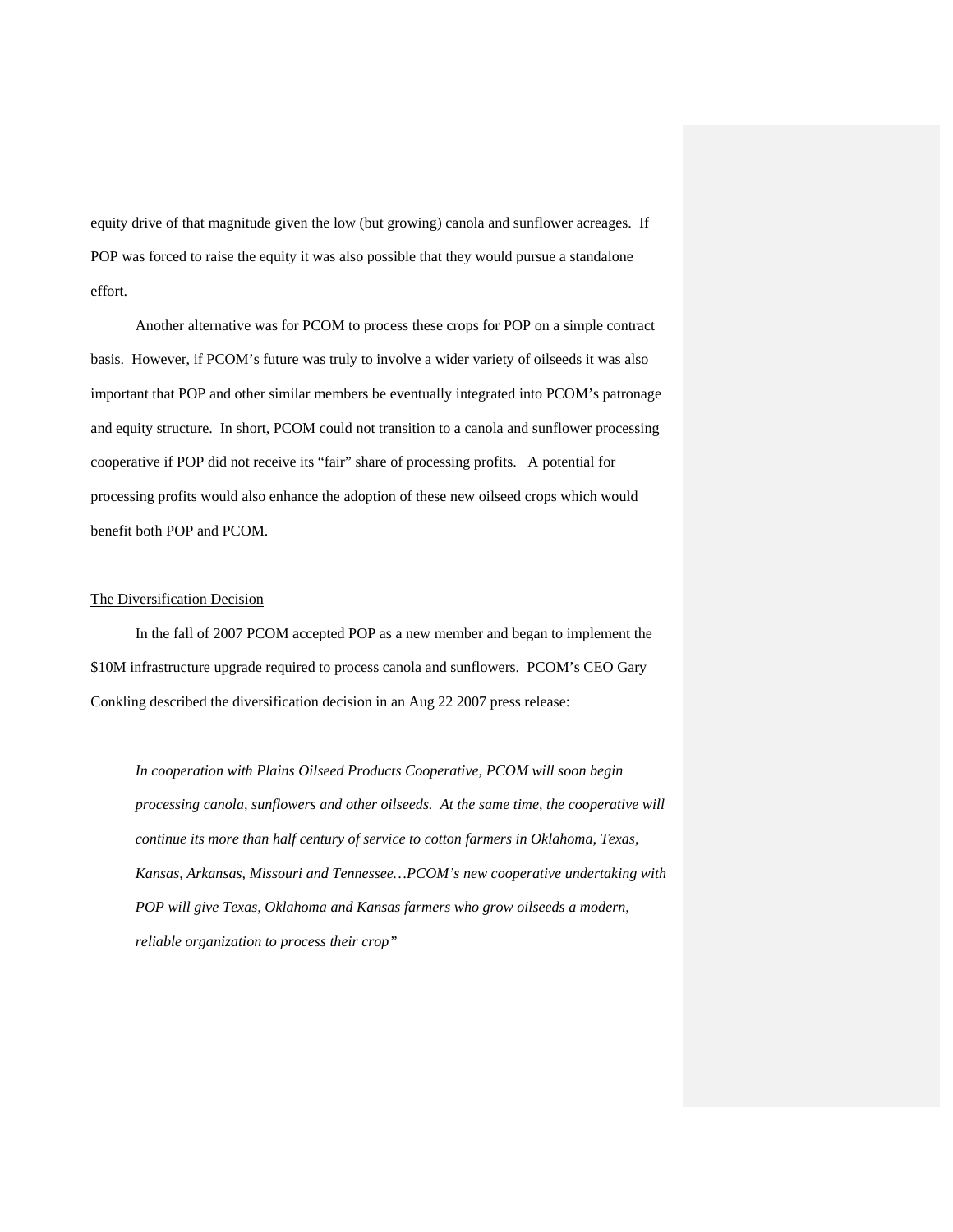equity drive of that magnitude given the low (but growing) canola and sunflower acreages. If POP was forced to raise the equity it was also possible that they would pursue a standalone effort.

Another alternative was for PCOM to process these crops for POP on a simple contract basis. However, if PCOM's future was truly to involve a wider variety of oilseeds it was also important that POP and other similar members be eventually integrated into PCOM's patronage and equity structure. In short, PCOM could not transition to a canola and sunflower processing cooperative if POP did not receive its "fair" share of processing profits. A potential for processing profits would also enhance the adoption of these new oilseed crops which would benefit both POP and PCOM.

## The Diversification Decision

In the fall of 2007 PCOM accepted POP as a new member and began to implement the $10M infrastructure upgrade required to process canola and sunflowers. PCOM's CEO Gary Conkling described the diversification decision in an Aug 22 2007 press release:

> *In cooperation with Plains Oilseed Products Cooperative, PCOM will soon begin processing canola, sunflowers and other oilseeds. At the same time, the cooperative will continue its more than half century of service to cotton farmers in Oklahoma, Texas, Kansas, Arkansas, Missouri and Tennessee…PCOM's new cooperative undertaking with POP will give Texas, Oklahoma and Kansas farmers who grow oilseeds a modern, reliable organization to process their crop"*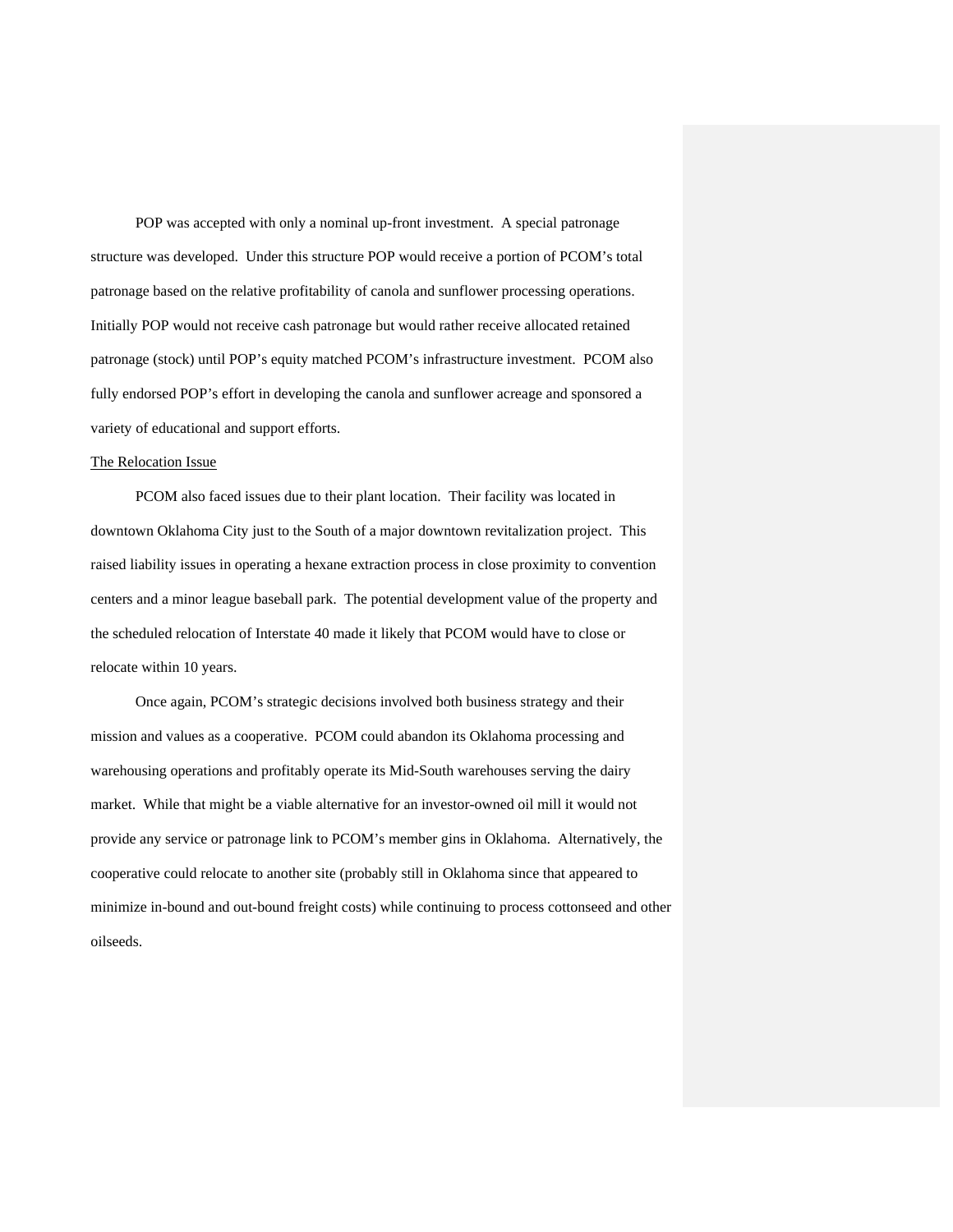POP was accepted with only a nominal up-front investment. A special patronage structure was developed. Under this structure POP would receive a portion of PCOM's total patronage based on the relative profitability of canola and sunflower processing operations. Initially POP would not receive cash patronage but would rather receive allocated retained patronage (stock) until POP's equity matched PCOM's infrastructure investment. PCOM also fully endorsed POP's effort in developing the canola and sunflower acreage and sponsored a variety of educational and support efforts.

The Relocation Issue

PCOM also faced issues due to their plant location. Their facility was located in downtown Oklahoma City just to the South of a major downtown revitalization project. This raised liability issues in operating a hexane extraction process in close proximity to convention centers and a minor league baseball park. The potential development value of the property and the scheduled relocation of Interstate 40 made it likely that PCOM would have to close or relocate within 10 years.

Once again, PCOM's strategic decisions involved both business strategy and their mission and values as a cooperative. PCOM could abandon its Oklahoma processing and warehousing operations and profitably operate its Mid-South warehouses serving the dairy market. While that might be a viable alternative for an investor-owned oil mill it would not provide any service or patronage link to PCOM's member gins in Oklahoma. Alternatively, the cooperative could relocate to another site (probably still in Oklahoma since that appeared to minimize in-bound and out-bound freight costs) while continuing to process cottonseed and other oilseeds.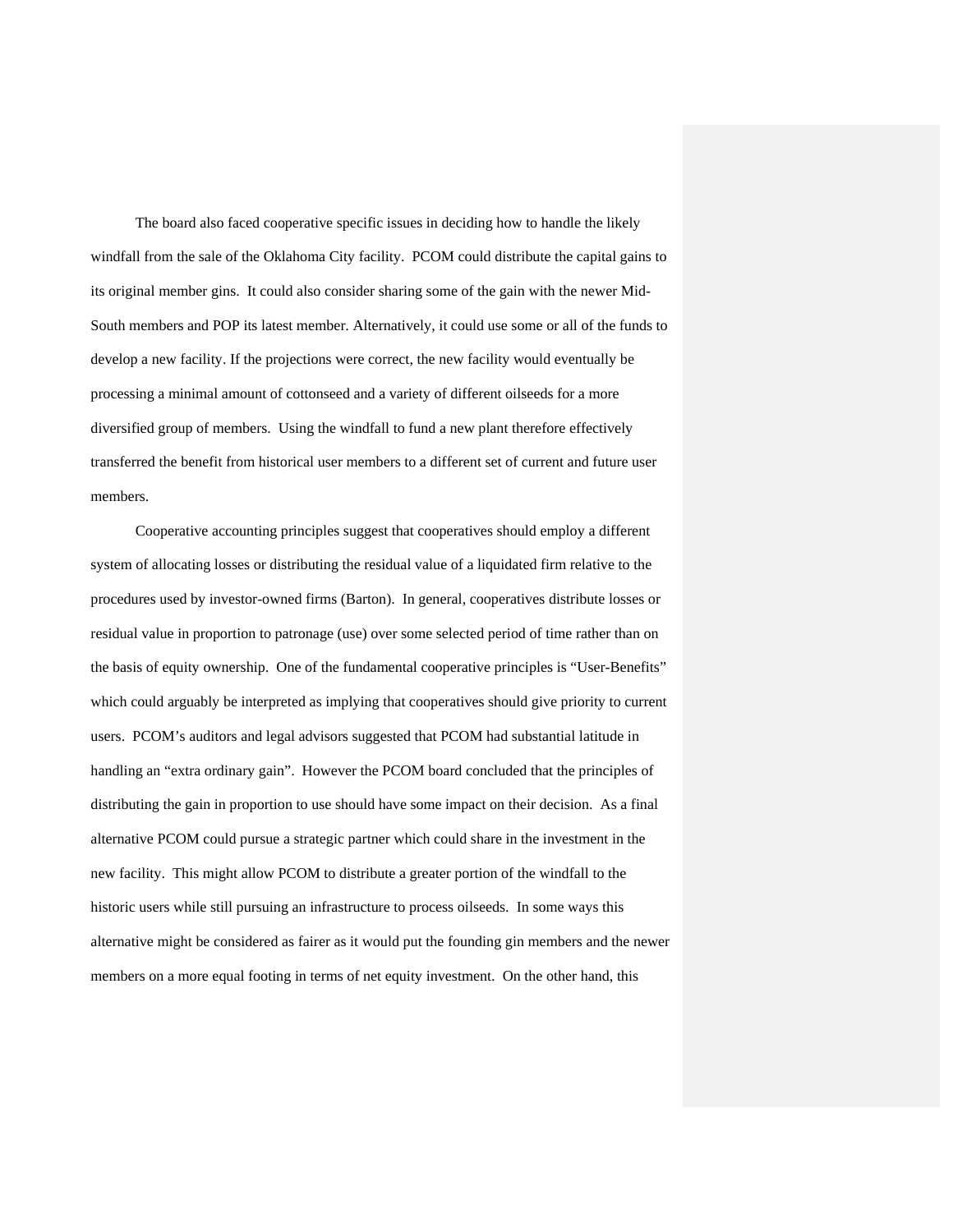The board also faced cooperative specific issues in deciding how to handle the likely windfall from the sale of the Oklahoma City facility. PCOM could distribute the capital gains to its original member gins. It could also consider sharing some of the gain with the newer Mid-South members and POP its latest member. Alternatively, it could use some or all of the funds to develop a new facility. If the projections were correct, the new facility would eventually be processing a minimal amount of cottonseed and a variety of different oilseeds for a more diversified group of members. Using the windfall to fund a new plant therefore effectively transferred the benefit from historical user members to a different set of current and future user members.

Cooperative accounting principles suggest that cooperatives should employ a different system of allocating losses or distributing the residual value of a liquidated firm relative to the procedures used by investor-owned firms (Barton). In general, cooperatives distribute losses or residual value in proportion to patronage (use) over some selected period of time rather than on the basis of equity ownership. One of the fundamental cooperative principles is "User-Benefits" which could arguably be interpreted as implying that cooperatives should give priority to current users. PCOM's auditors and legal advisors suggested that PCOM had substantial latitude in handling an "extra ordinary gain". However the PCOM board concluded that the principles of distributing the gain in proportion to use should have some impact on their decision. As a final alternative PCOM could pursue a strategic partner which could share in the investment in the new facility. This might allow PCOM to distribute a greater portion of the windfall to the historic users while still pursuing an infrastructure to process oilseeds. In some ways this alternative might be considered as fairer as it would put the founding gin members and the newer members on a more equal footing in terms of net equity investment. On the other hand, this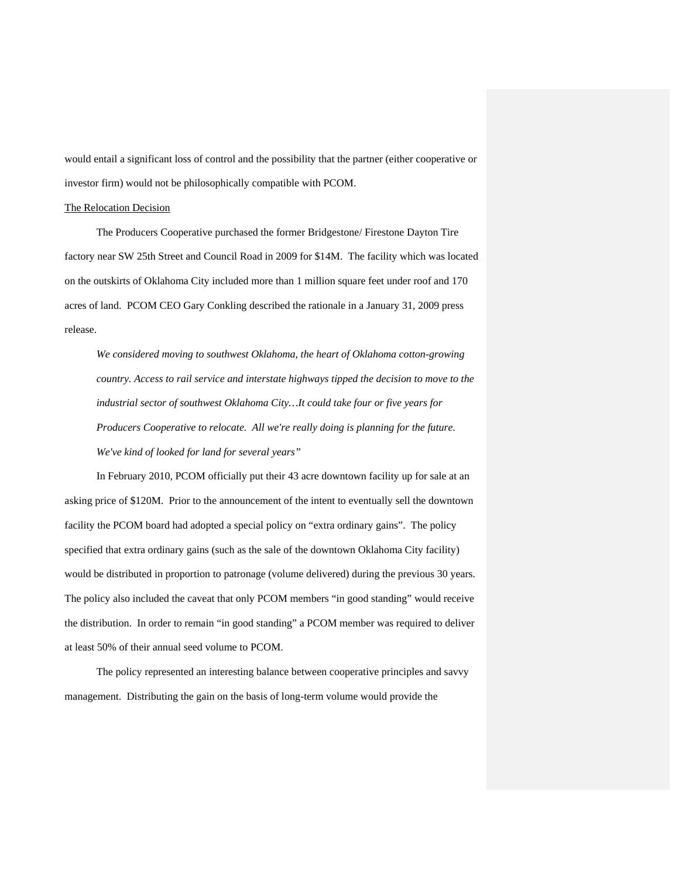would entail a significant loss of control and the possibility that the partner (either cooperative or investor firm) would not be philosophically compatible with PCOM.

<u>The Relocation Decision</u>

The Producers Cooperative purchased the former Bridgestone/ Firestone Dayton Tire factory near SW 25th Street and Council Road in 2009 for $14M. The facility which was located on the outskirts of Oklahoma City included more than 1 million square feet under roof and 170 acres of land. PCOM CEO Gary Conkling described the rationale in a January 31, 2009 press release.

> *We considered moving to southwest Oklahoma, the heart of Oklahoma cotton-growing country. Access to rail service and interstate highways tipped the decision to move to the industrial sector of southwest Oklahoma City…It could take four or five years for Producers Cooperative to relocate. All we're really doing is planning for the future. We've kind of looked for land for several years"*

In February 2010, PCOM officially put their 43 acre downtown facility up for sale at an asking price of $120M. Prior to the announcement of the intent to eventually sell the downtown facility the PCOM board had adopted a special policy on "extra ordinary gains". The policy specified that extra ordinary gains (such as the sale of the downtown Oklahoma City facility) would be distributed in proportion to patronage (volume delivered) during the previous 30 years. The policy also included the caveat that only PCOM members "in good standing" would receive the distribution. In order to remain "in good standing" a PCOM member was required to deliver at least 50% of their annual seed volume to PCOM.

The policy represented an interesting balance between cooperative principles and savvy management. Distributing the gain on the basis of long-term volume would provide the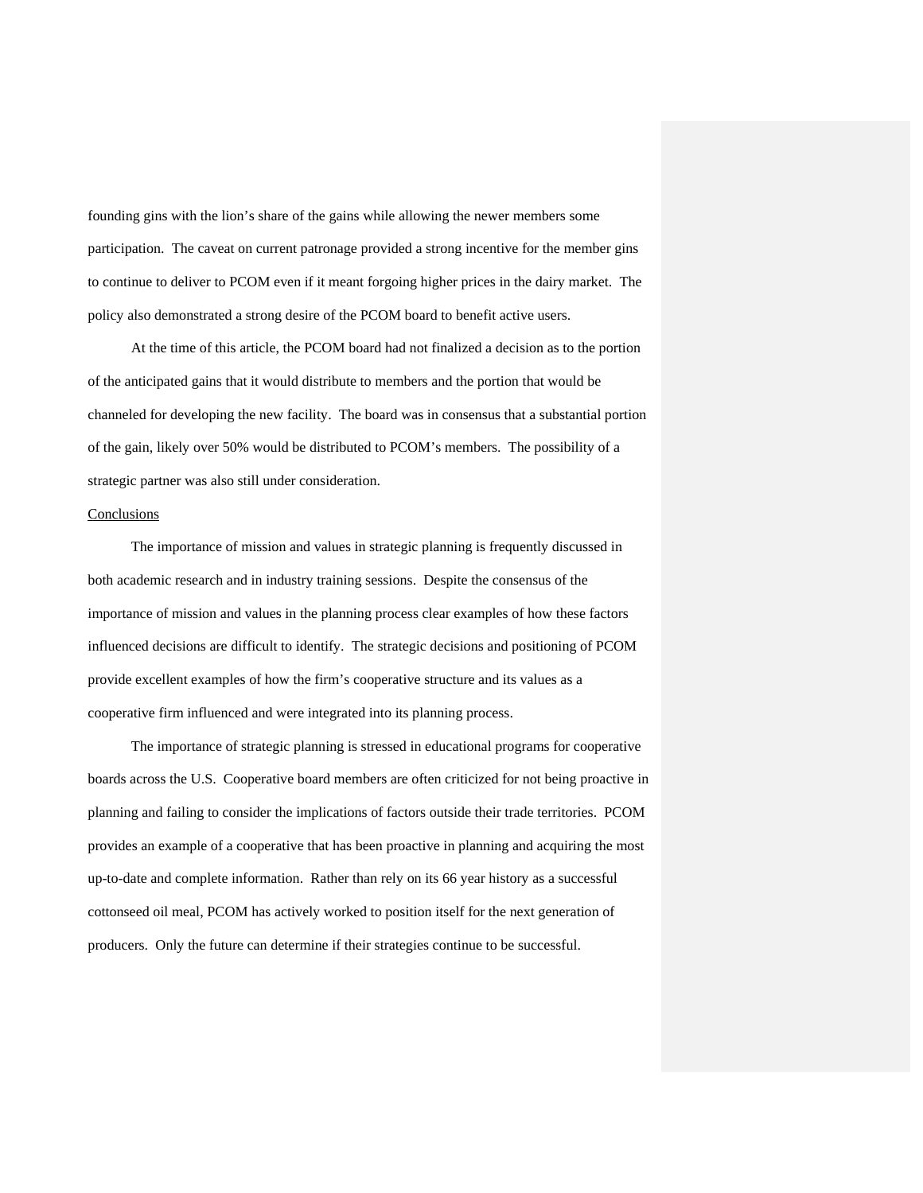founding gins with the lion's share of the gains while allowing the newer members some participation. The caveat on current patronage provided a strong incentive for the member gins to continue to deliver to PCOM even if it meant forgoing higher prices in the dairy market. The policy also demonstrated a strong desire of the PCOM board to benefit active users.

At the time of this article, the PCOM board had not finalized a decision as to the portion of the anticipated gains that it would distribute to members and the portion that would be channeled for developing the new facility. The board was in consensus that a substantial portion of the gain, likely over 50% would be distributed to PCOM's members. The possibility of a strategic partner was also still under consideration.

## Conclusions

The importance of mission and values in strategic planning is frequently discussed in both academic research and in industry training sessions. Despite the consensus of the importance of mission and values in the planning process clear examples of how these factors influenced decisions are difficult to identify. The strategic decisions and positioning of PCOM provide excellent examples of how the firm's cooperative structure and its values as a cooperative firm influenced and were integrated into its planning process.

The importance of strategic planning is stressed in educational programs for cooperative boards across the U.S. Cooperative board members are often criticized for not being proactive in planning and failing to consider the implications of factors outside their trade territories. PCOM provides an example of a cooperative that has been proactive in planning and acquiring the most up-to-date and complete information. Rather than rely on its 66 year history as a successful cottonseed oil meal, PCOM has actively worked to position itself for the next generation of producers. Only the future can determine if their strategies continue to be successful.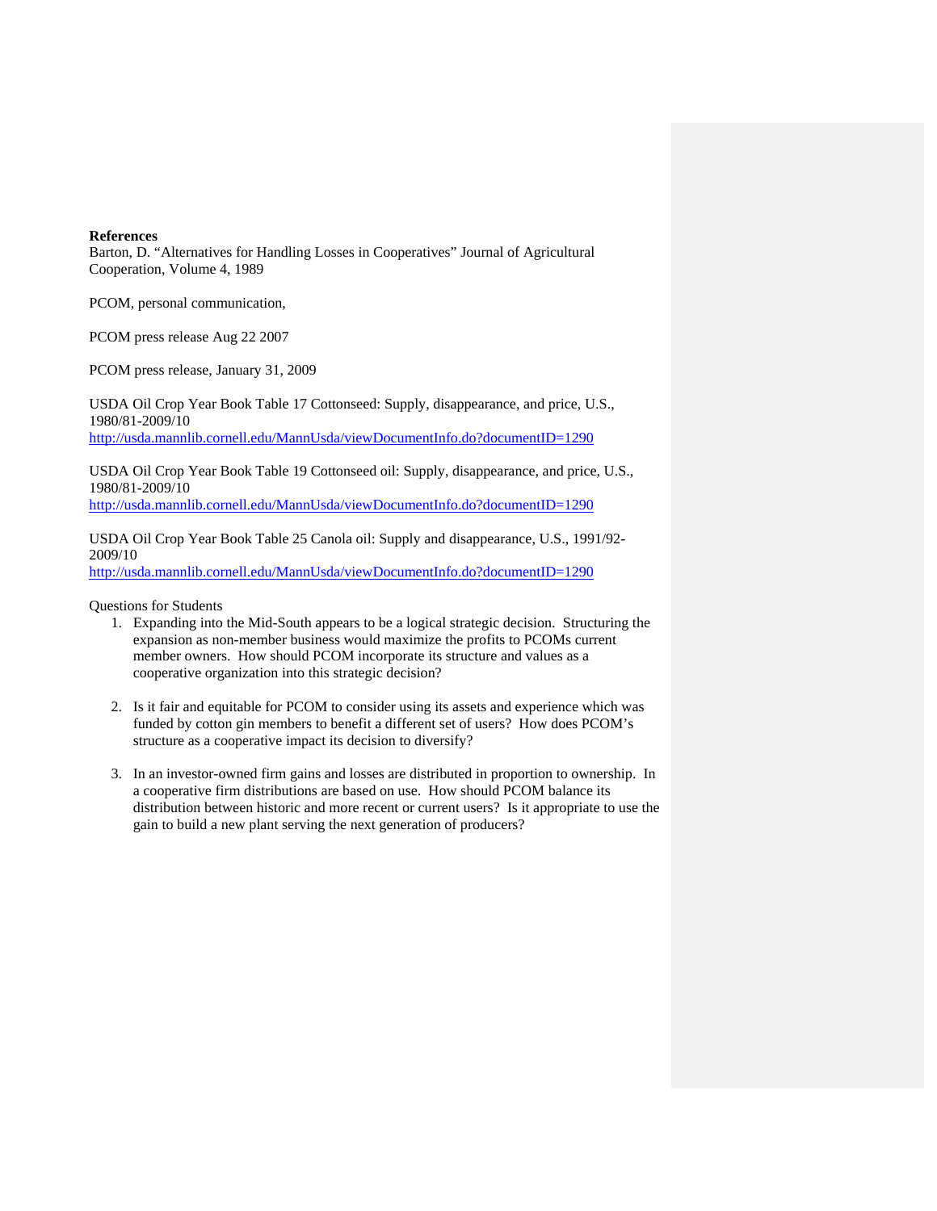**References**

Barton, D. "Alternatives for Handling Losses in Cooperatives" Journal of Agricultural Cooperation, Volume 4, 1989

PCOM, personal communication,

PCOM press release Aug 22 2007

PCOM press release, January 31, 2009

USDA Oil Crop Year Book Table 17 Cottonseed: Supply, disappearance, and price, U.S., 1980/81-2009/10
http://usda.mannlib.cornell.edu/MannUsda/viewDocumentInfo.do?documentID=1290

USDA Oil Crop Year Book Table 19 Cottonseed oil: Supply, disappearance, and price, U.S., 1980/81-2009/10
http://usda.mannlib.cornell.edu/MannUsda/viewDocumentInfo.do?documentID=1290

USDA Oil Crop Year Book Table 25 Canola oil: Supply and disappearance, U.S., 1991/92-2009/10
http://usda.mannlib.cornell.edu/MannUsda/viewDocumentInfo.do?documentID=1290

Questions for Students

1. Expanding into the Mid-South appears to be a logical strategic decision. Structuring the expansion as non-member business would maximize the profits to PCOMs current member owners. How should PCOM incorporate its structure and values as a cooperative organization into this strategic decision?

2. Is it fair and equitable for PCOM to consider using its assets and experience which was funded by cotton gin members to benefit a different set of users? How does PCOM's structure as a cooperative impact its decision to diversify?

3. In an investor-owned firm gains and losses are distributed in proportion to ownership. In a cooperative firm distributions are based on use. How should PCOM balance its distribution between historic and more recent or current users? Is it appropriate to use the gain to build a new plant serving the next generation of producers?